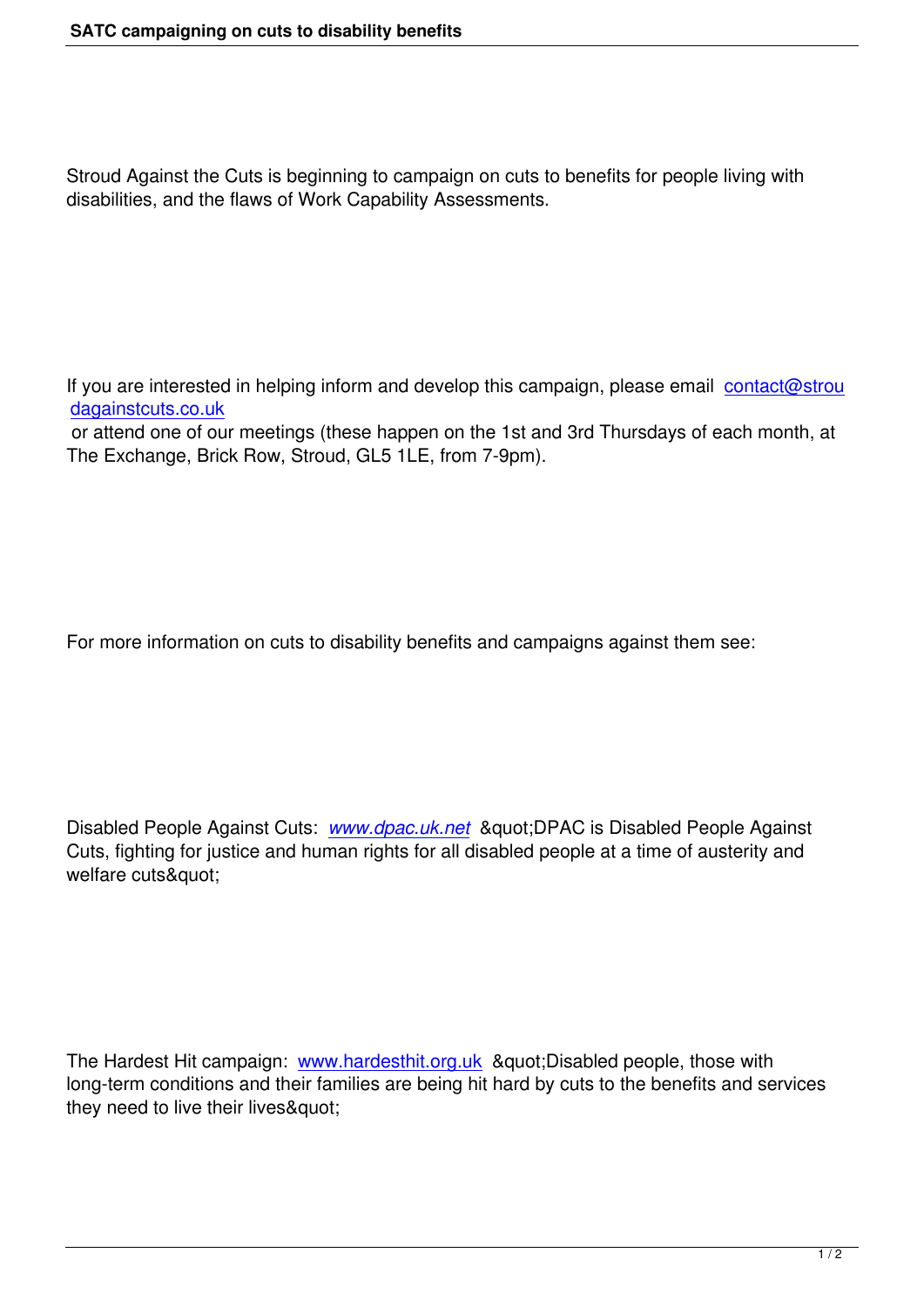Stroud Against the Cuts is beginning to campaign on cuts to benefits for people living with disabilities, and the flaws of Work Capability Assessments.

If you are interested in helping inform and develop this campaign, please email contact@stroudagainstcuts.co.uk or attend one of our meetings (these happen on the 1st and 3rd Thursdays of each month, at The Exchange, Brick Row, Stroud, GL5 1LE, from 7-9pm).

For more information on cuts to disability benefits and campaigns against them see:

Disabled People Against Cuts: *www.dpac.uk.net* &quot;DPAC is Disabled People Against Cuts, fighting for justice and human rights for all disabled people at a time of austerity and welfare cuts&quot;

The Hardest Hit campaign: www.hardesthit.org.uk &quot;Disabled people, those with long-term conditions and their families are being hit hard by cuts to the benefits and services they need to live their lives&quot;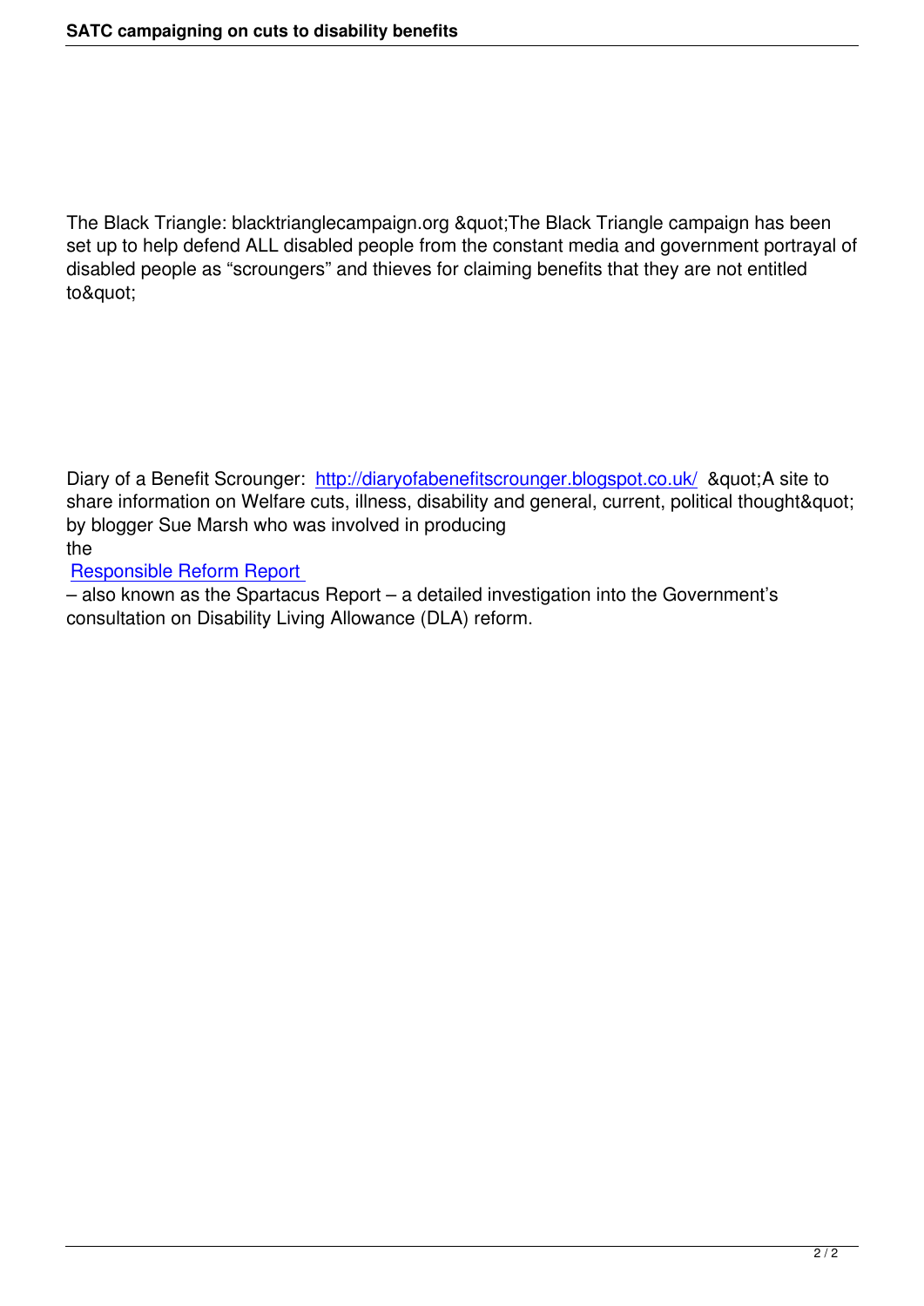The Black Triangle: blacktrianglecampaign.org &quot;The Black Triangle campaign has been set up to help defend ALL disabled people from the constant media and government portrayal of disabled people as “scroungers” and thieves for claiming benefits that they are not entitled to&quot;

Diary of a Benefit Scrounger: http://diaryofabenefitscrounger.blogspot.co.uk/ &quot;A site to share information on Welfare cuts, illness, disability and general, current, political thought&quot; by blogger Sue Marsh who was involved in producing the Responsible Reform Report – also known as the Spartacus Report – a detailed investigation into the Government’s consultation on Disability Living Allowance (DLA) reform.